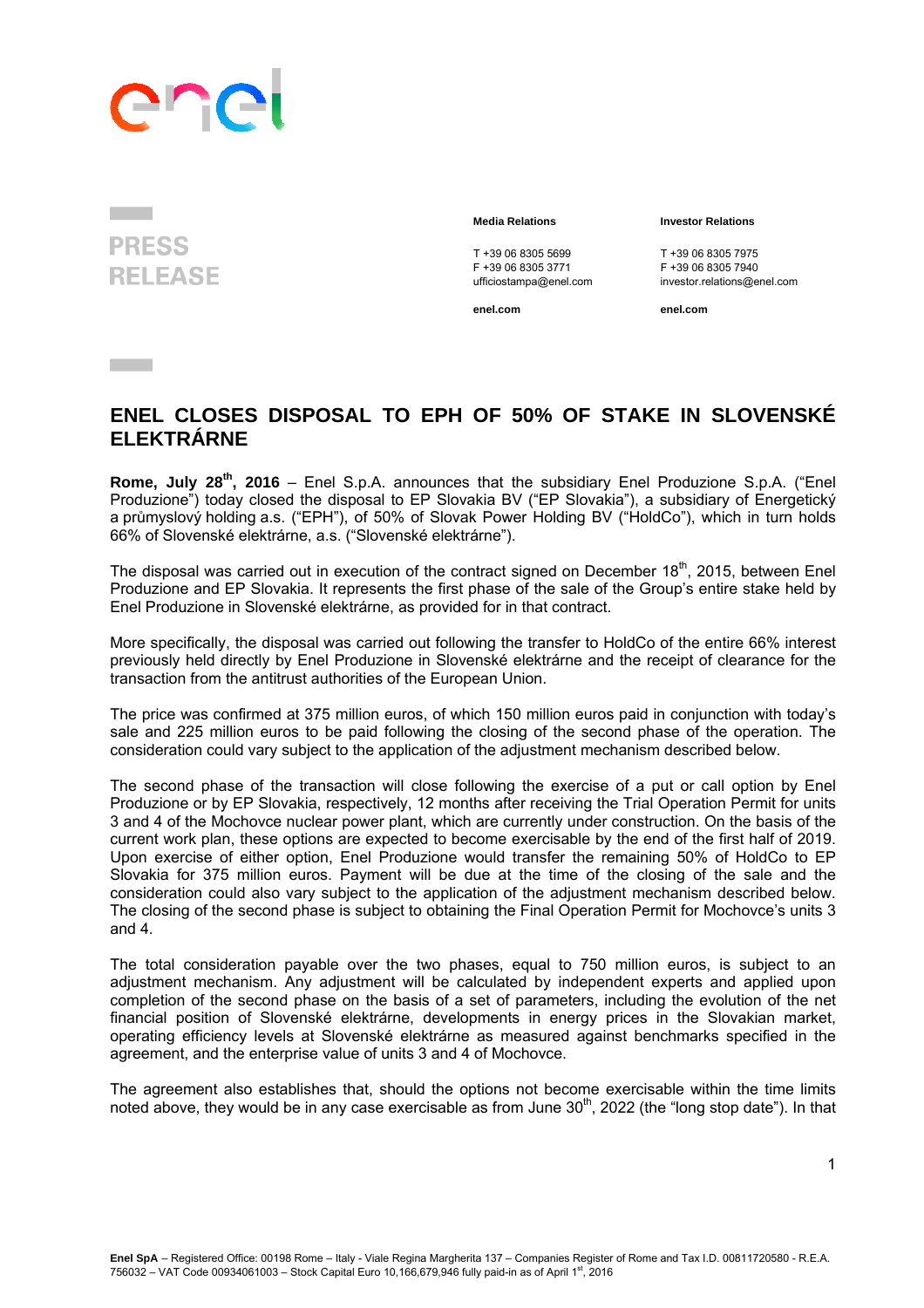PRESS RELEASE

**Media Relations**

T +39 06 8305 5699
F +39 06 8305 3771
ufficiostampa@enel.com

**enel.com**

**Investor Relations**

T +39 06 8305 7975
F +39 06 8305 7940
investor.relations@enel.com

**enel.com**

# ENEL CLOSES DISPOSAL TO EPH OF 50% OF STAKE IN SLOVENSKÉ ELEKTRÁRNE

**Rome, July 28th, 2016** – Enel S.p.A. announces that the subsidiary Enel Produzione S.p.A. ("Enel Produzione") today closed the disposal to EP Slovakia BV ("EP Slovakia"), a subsidiary of Energetický a průmyslový holding a.s. ("EPH"), of 50% of Slovak Power Holding BV ("HoldCo"), which in turn holds 66% of Slovenské elektrárne, a.s. ("Slovenské elektrárne").

The disposal was carried out in execution of the contract signed on December 18th, 2015, between Enel Produzione and EP Slovakia. It represents the first phase of the sale of the Group's entire stake held by Enel Produzione in Slovenské elektrárne, as provided for in that contract.

More specifically, the disposal was carried out following the transfer to HoldCo of the entire 66% interest previously held directly by Enel Produzione in Slovenské elektrárne and the receipt of clearance for the transaction from the antitrust authorities of the European Union.

The price was confirmed at 375 million euros, of which 150 million euros paid in conjunction with today's sale and 225 million euros to be paid following the closing of the second phase of the operation. The consideration could vary subject to the application of the adjustment mechanism described below.

The second phase of the transaction will close following the exercise of a put or call option by Enel Produzione or by EP Slovakia, respectively, 12 months after receiving the Trial Operation Permit for units 3 and 4 of the Mochovce nuclear power plant, which are currently under construction. On the basis of the current work plan, these options are expected to become exercisable by the end of the first half of 2019. Upon exercise of either option, Enel Produzione would transfer the remaining 50% of HoldCo to EP Slovakia for 375 million euros. Payment will be due at the time of the closing of the sale and the consideration could also vary subject to the application of the adjustment mechanism described below. The closing of the second phase is subject to obtaining the Final Operation Permit for Mochovce's units 3 and 4.

The total consideration payable over the two phases, equal to 750 million euros, is subject to an adjustment mechanism. Any adjustment will be calculated by independent experts and applied upon completion of the second phase on the basis of a set of parameters, including the evolution of the net financial position of Slovenské elektrárne, developments in energy prices in the Slovakian market, operating efficiency levels at Slovenské elektrárne as measured against benchmarks specified in the agreement, and the enterprise value of units 3 and 4 of Mochovce.

The agreement also establishes that, should the options not become exercisable within the time limits noted above, they would be in any case exercisable as from June 30th, 2022 (the "long stop date"). In that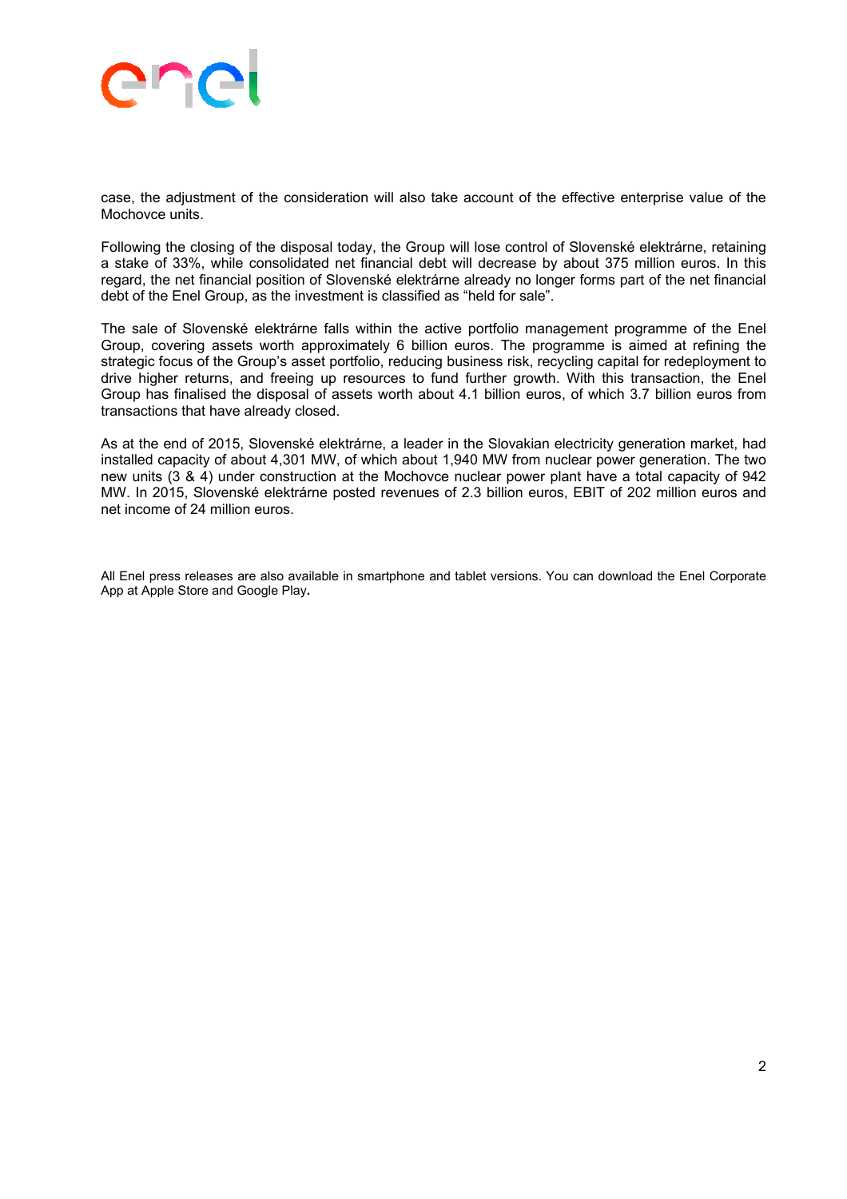case, the adjustment of the consideration will also take account of the effective enterprise value of the Mochovce units.

Following the closing of the disposal today, the Group will lose control of Slovenské elektrárne, retaining a stake of 33%, while consolidated net financial debt will decrease by about 375 million euros. In this regard, the net financial position of Slovenské elektrárne already no longer forms part of the net financial debt of the Enel Group, as the investment is classified as "held for sale".

The sale of Slovenské elektrárne falls within the active portfolio management programme of the Enel Group, covering assets worth approximately 6 billion euros. The programme is aimed at refining the strategic focus of the Group's asset portfolio, reducing business risk, recycling capital for redeployment to drive higher returns, and freeing up resources to fund further growth. With this transaction, the Enel Group has finalised the disposal of assets worth about 4.1 billion euros, of which 3.7 billion euros from transactions that have already closed.

As at the end of 2015, Slovenské elektrárne, a leader in the Slovakian electricity generation market, had installed capacity of about 4,301 MW, of which about 1,940 MW from nuclear power generation. The two new units (3 & 4) under construction at the Mochovce nuclear power plant have a total capacity of 942 MW. In 2015, Slovenské elektrárne posted revenues of 2.3 billion euros, EBIT of 202 million euros and net income of 24 million euros.

All Enel press releases are also available in smartphone and tablet versions. You can download the Enel Corporate App at Apple Store and Google Play**.**